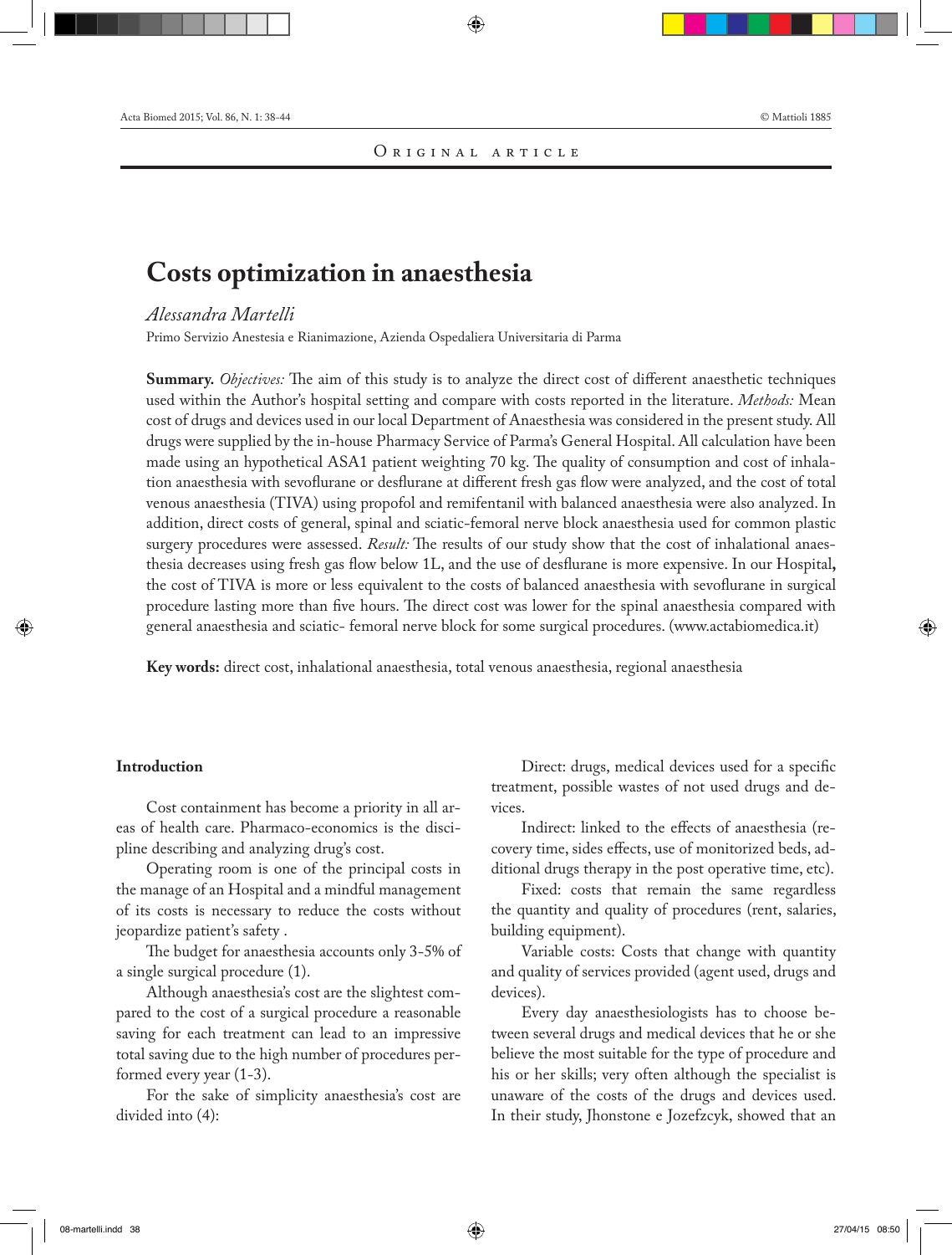Original article

# Costs optimization in anaesthesia

*Alessandra Martelli*

Primo Servizio Anestesia e Rianimazione, Azienda Ospedaliera Universitaria di Parma

**Summary.** *Objectives:* The aim of this study is to analyze the direct cost of different anaesthetic techniques used within the Author's hospital setting and compare with costs reported in the literature. *Methods:* Mean cost of drugs and devices used in our local Department of Anaesthesia was considered in the present study. All drugs were supplied by the in-house Pharmacy Service of Parma's General Hospital. All calculation have been made using an hypothetical ASA1 patient weighting 70 kg. The quality of consumption and cost of inhalation anaesthesia with sevoflurane or desflurane at different fresh gas flow were analyzed, and the cost of total venous anaesthesia (TIVA) using propofol and remifentanil with balanced anaesthesia were also analyzed. In addition, direct costs of general, spinal and sciatic-femoral nerve block anaesthesia used for common plastic surgery procedures were assessed. *Result:* The results of our study show that the cost of inhalational anaesthesia decreases using fresh gas flow below 1L, and the use of desflurane is more expensive. In our Hospital**,** the cost of TIVA is more or less equivalent to the costs of balanced anaesthesia with sevoflurane in surgical procedure lasting more than five hours. The direct cost was lower for the spinal anaesthesia compared with general anaesthesia and sciatic- femoral nerve block for some surgical procedures. (www.actabiomedica.it)

**Key words:** direct cost, inhalational anaesthesia, total venous anaesthesia, regional anaesthesia

## Introduction

Cost containment has become a priority in all areas of health care. Pharmaco-economics is the discipline describing and analyzing drug's cost.

Operating room is one of the principal costs in the manage of an Hospital and a mindful management of its costs is necessary to reduce the costs without jeopardize patient's safety .

The budget for anaesthesia accounts only 3-5% of a single surgical procedure (1).

Although anaesthesia's cost are the slightest compared to the cost of a surgical procedure a reasonable saving for each treatment can lead to an impressive total saving due to the high number of procedures performed every year (1-3).

For the sake of simplicity anaesthesia's cost are divided into (4):

Direct: drugs, medical devices used for a specific treatment, possible wastes of not used drugs and devices.

Indirect: linked to the effects of anaesthesia (recovery time, sides effects, use of monitorized beds, additional drugs therapy in the post operative time, etc).

Fixed: costs that remain the same regardless the quantity and quality of procedures (rent, salaries, building equipment).

Variable costs: Costs that change with quantity and quality of services provided (agent used, drugs and devices).

Every day anaesthesiologists has to choose between several drugs and medical devices that he or she believe the most suitable for the type of procedure and his or her skills; very often although the specialist is unaware of the costs of the drugs and devices used. In their study, Jhonstone e Jozefzcyk, showed that an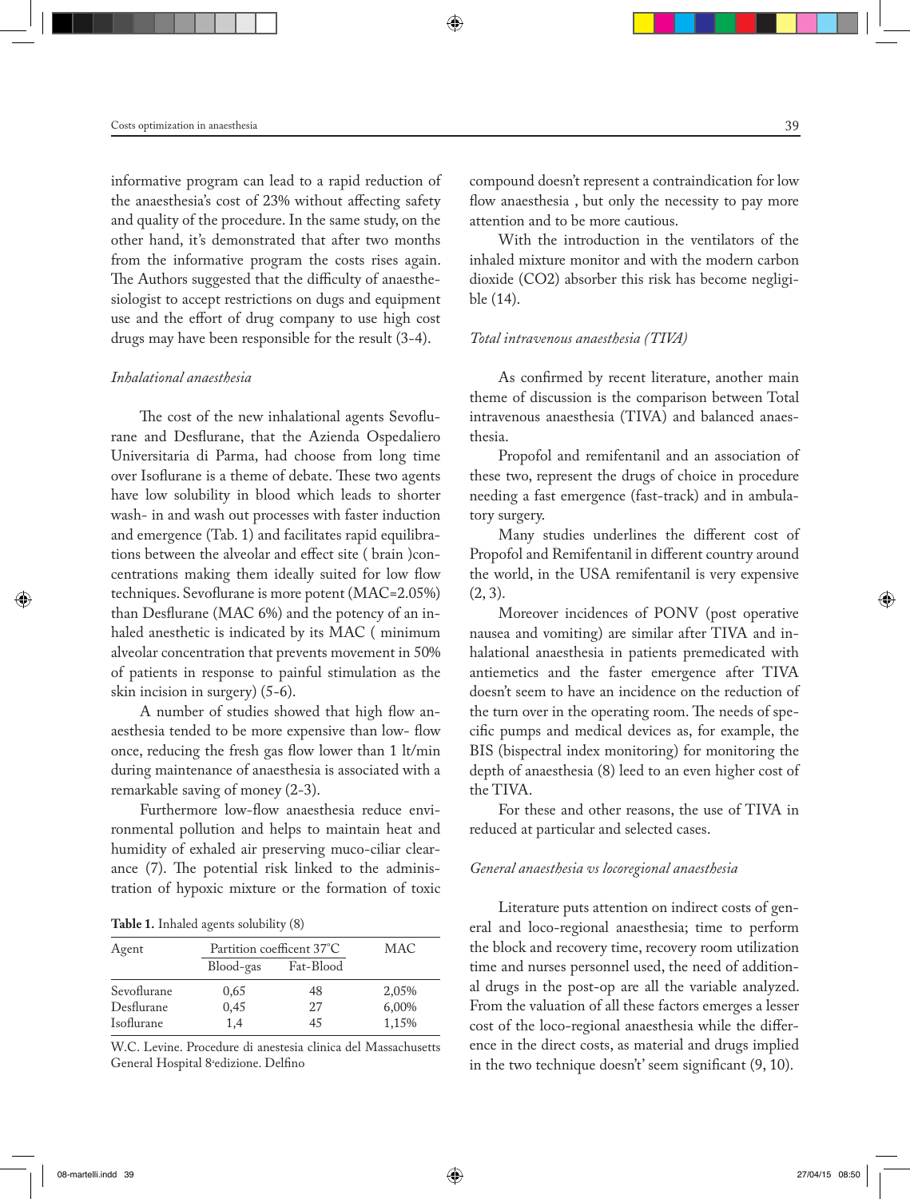informative program can lead to a rapid reduction of the anaesthesia's cost of 23% without affecting safety and quality of the procedure. In the same study, on the other hand, it's demonstrated that after two months from the informative program the costs rises again. The Authors suggested that the difficulty of anaesthesiologist to accept restrictions on dugs and equipment use and the effort of drug company to use high cost drugs may have been responsible for the result (3-4).

### *Inhalational anaesthesia*

The cost of the new inhalational agents Sevoflurane and Desflurane, that the Azienda Ospedaliero Universitaria di Parma, had choose from long time over Isoflurane is a theme of debate. These two agents have low solubility in blood which leads to shorter wash- in and wash out processes with faster induction and emergence (Tab. 1) and facilitates rapid equilibrations between the alveolar and effect site ( brain )concentrations making them ideally suited for low flow techniques. Sevoflurane is more potent (MAC=2.05%) than Desflurane (MAC 6%) and the potency of an inhaled anesthetic is indicated by its MAC ( minimum alveolar concentration that prevents movement in 50% of patients in response to painful stimulation as the skin incision in surgery) (5-6).

A number of studies showed that high flow anaesthesia tended to be more expensive than low- flow once, reducing the fresh gas flow lower than 1 lt/min during maintenance of anaesthesia is associated with a remarkable saving of money (2-3).

Furthermore low-flow anaesthesia reduce environmental pollution and helps to maintain heat and humidity of exhaled air preserving muco-ciliar clearance (7). The potential risk linked to the administration of hypoxic mixture or the formation of toxic compound doesn't represent a contraindication for low flow anaesthesia , but only the necessity to pay more attention and to be more cautious.

**Table 1.** Inhaled agents solubility (8)

| Agent | Partition coefficent 37°C | | MAC |
|---|---|---|---|
| | Blood-gas | Fat-Blood | |
| Sevoflurane | 0,65 | 48 | 2,05% |
| Desflurane | 0,45 | 27 | 6,00% |
| Isoflurane | 1,4 | 45 | 1,15% |

W.C. Levine. Procedure di anestesia clinica del Massachusetts General Hospital 8ªedizione. Delfino

With the introduction in the ventilators of the inhaled mixture monitor and with the modern carbon dioxide ($CO_2$) absorber this risk has become negligible (14).

### *Total intravenous anaesthesia (TIVA)*

As confirmed by recent literature, another main theme of discussion is the comparison between Total intravenous anaesthesia (TIVA) and balanced anaesthesia.

Propofol and remifentanil and an association of these two, represent the drugs of choice in procedure needing a fast emergence (fast-track) and in ambulatory surgery.

Many studies underlines the different cost of Propofol and Remifentanil in different country around the world, in the USA remifentanil is very expensive (2, 3).

Moreover incidences of PONV (post operative nausea and vomiting) are similar after TIVA and inhalational anaesthesia in patients premedicated with antiemetics and the faster emergence after TIVA doesn't seem to have an incidence on the reduction of the turn over in the operating room. The needs of specific pumps and medical devices as, for example, the BIS (bispectral index monitoring) for monitoring the depth of anaesthesia (8) leed to an even higher cost of the TIVA.

For these and other reasons, the use of TIVA in reduced at particular and selected cases.

### *General anaesthesia vs locoregional anaesthesia*

Literature puts attention on indirect costs of general and loco-regional anaesthesia; time to perform the block and recovery time, recovery room utilization time and nurses personnel used, the need of additional drugs in the post-op are all the variable analyzed. From the valuation of all these factors emerges a lesser cost of the loco-regional anaesthesia while the difference in the direct costs, as material and drugs implied in the two technique doesn't' seem significant (9, 10).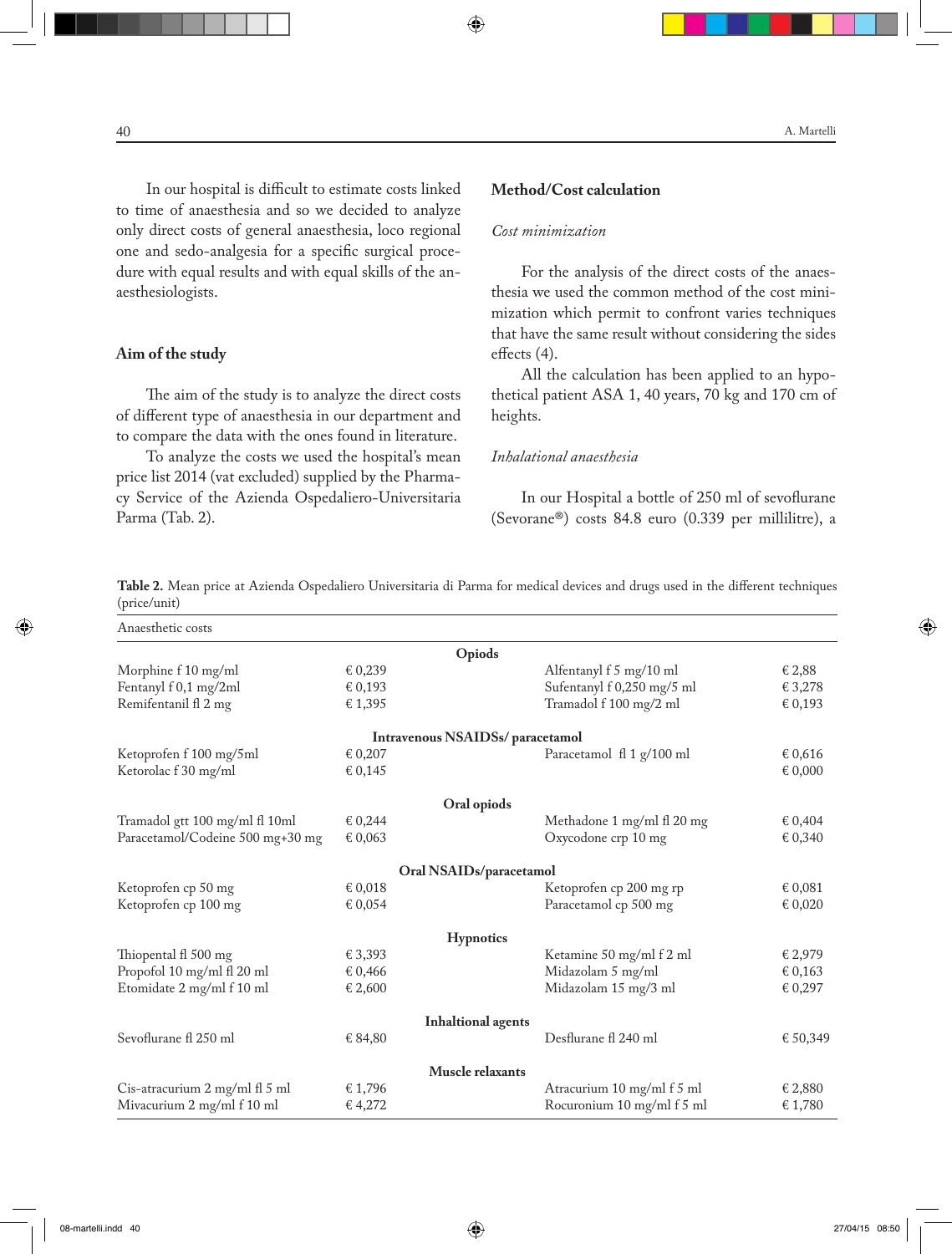In our hospital is difficult to estimate costs linked to time of anaesthesia and so we decided to analyze only direct costs of general anaesthesia, loco regional one and sedo-analgesia for a specific surgical procedure with equal results and with equal skills of the anaesthesiologists.

## Aim of the study

The aim of the study is to analyze the direct costs of different type of anaesthesia in our department and to compare the data with the ones found in literature.

To analyze the costs we used the hospital's mean price list 2014 (vat excluded) supplied by the Pharmacy Service of the Azienda Ospedaliero-Universitaria Parma (Tab. 2).

## Method/Cost calculation

*Cost minimization*

For the analysis of the direct costs of the anaesthesia we used the common method of the cost minimization which permit to confront varies techniques that have the same result without considering the sides effects (4).

All the calculation has been applied to an hypothetical patient ASA 1, 40 years, 70 kg and 170 cm of heights.

*Inhalational anaesthesia*

In our Hospital a bottle of 250 ml of sevoflurane (Sevorane®) costs 84.8 euro (0.339 per millilitre), a

**Table 2.** Mean price at Azienda Ospedaliero Universitaria di Parma for medical devices and drugs used in the different techniques (price/unit)

| Anaesthetic costs | | | |
|---|---|---|---|
| | | **Opiods** | |
| Morphine f 10 mg/ml | € 0,239 | Alfentanyl f 5 mg/10 ml | € 2,88 |
| Fentanyl f 0,1 mg/2ml | € 0,193 | Sufentanyl f 0,250 mg/5 ml | € 3,278 |
| Remifentanil fl 2 mg | € 1,395 | Tramadol f 100 mg/2 ml | € 0,193 |
| | | **Intravenous NSAIDSs/ paracetamol** | |
| Ketoprofen f 100 mg/5ml | € 0,207 | Paracetamol fl 1 g/100 ml | € 0,616 |
| Ketorolac f 30 mg/ml | € 0,145 | | € 0,000 |
| | | **Oral opiods** | |
| Tramadol gtt 100 mg/ml fl 10ml | € 0,244 | Methadone 1 mg/ml fl 20 mg | € 0,404 |
| Paracetamol/Codeine 500 mg+30 mg | € 0,063 | Oxycodone crp 10 mg | € 0,340 |
| | | **Oral NSAIDs/paracetamol** | |
| Ketoprofen cp 50 mg | € 0,018 | Ketoprofen cp 200 mg rp | € 0,081 |
| Ketoprofen cp 100 mg | € 0,054 | Paracetamol cp 500 mg | € 0,020 |
| | | **Hypnotics** | |
| Thiopental fl 500 mg | € 3,393 | Ketamine 50 mg/ml f 2 ml | € 2,979 |
| Propofol 10 mg/ml fl 20 ml | € 0,466 | Midazolam 5 mg/ml | € 0,163 |
| Etomidate 2 mg/ml f 10 ml | € 2,600 | Midazolam 15 mg/3 ml | € 0,297 |
| | | **Inhaltional agents** | |
| Sevoflurane fl 250 ml | € 84,80 | Desflurane fl 240 ml | € 50,349 |
| | | **Muscle relaxants** | |
| Cis-atracurium 2 mg/ml fl 5 ml | € 1,796 | Atracurium 10 mg/ml f 5 ml | € 2,880 |
| Mivacurium 2 mg/ml f 10 ml | € 4,272 | Rocuronium 10 mg/ml f 5 ml | € 1,780 |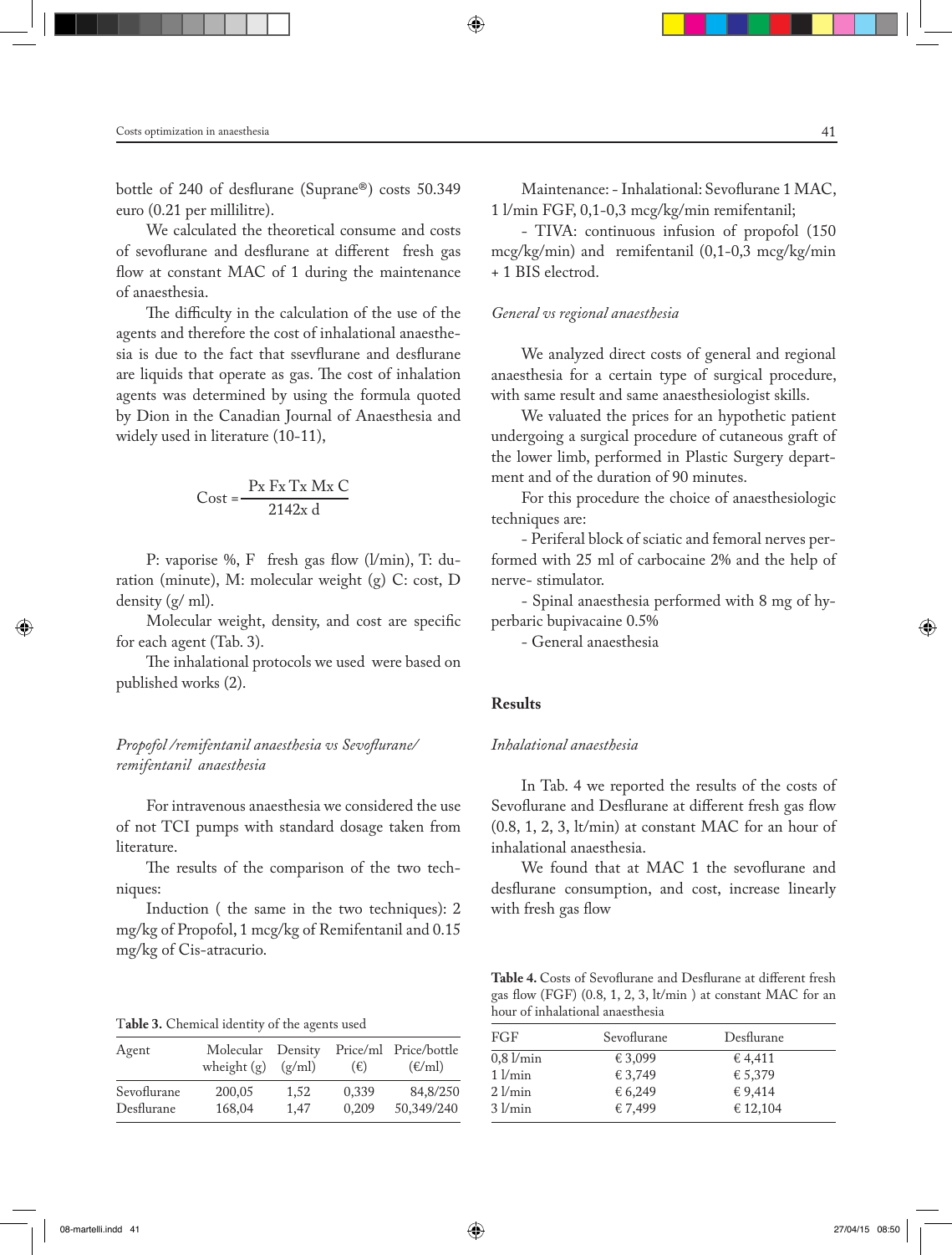bottle of 240 of desflurane (Suprane®) costs 50.349 euro (0.21 per millilitre).

We calculated the theoretical consume and costs of sevoflurane and desflurane at different fresh gas flow at constant MAC of 1 during the maintenance of anaesthesia.

The difficulty in the calculation of the use of the agents and therefore the cost of inhalational anaesthesia is due to the fact that ssevflurane and desflurane are liquids that operate as gas. The cost of inhalation agents was determined by using the formula quoted by Dion in the Canadian Journal of Anaesthesia and widely used in literature (10-11),

$$\text{Cost} = \frac{\text{Px Fx Tx Mx C}}{\text{2142x d}}$$

P: vaporise %, F fresh gas flow (l/min), T: duration (minute), M: molecular weight (g) C: cost, D density (g/ ml).

Molecular weight, density, and cost are specific for each agent (Tab. 3).

The inhalational protocols we used were based on published works (2).

### *Propofol /remifentanil anaesthesia vs Sevoflurane/ remifentanil anaesthesia*

For intravenous anaesthesia we considered the use of not TCI pumps with standard dosage taken from literature.

The results of the comparison of the two techniques:

Induction ( the same in the two techniques): 2 mg/kg of Propofol, 1 mcg/kg of Remifentanil and 0.15 mg/kg of Cis-atracurio.

T**able 3.** Chemical identity of the agents used

| Agent | Molecular wheight (g) | Density (g/ml) | Price/ml (€) | Price/bottle (€/ml) |
|---|---|---|---|---|
| Sevoflurane | 200,05 | 1,52 | 0,339 | 84,8/250 |
| Desflurane | 168,04 | 1,47 | 0,209 | 50,349/240 |

Maintenance: - Inhalational: Sevoflurane 1 MAC, 1 l/min FGF, 0,1-0,3 mcg/kg/min remifentanil;

- TIVA: continuous infusion of propofol (150 mcg/kg/min) and remifentanil (0,1-0,3 mcg/kg/min + 1 BIS electrod.

### *General vs regional anaesthesia*

We analyzed direct costs of general and regional anaesthesia for a certain type of surgical procedure, with same result and same anaesthesiologist skills.

We valuated the prices for an hypothetic patient undergoing a surgical procedure of cutaneous graft of the lower limb, performed in Plastic Surgery department and of the duration of 90 minutes.

For this procedure the choice of anaesthesiologic techniques are:

- Periferal block of sciatic and femoral nerves performed with 25 ml of carbocaine 2% and the help of nerve- stimulator.
- Spinal anaesthesia performed with 8 mg of hyperbaric bupivacaine 0.5%
- General anaesthesia

## Results

### *Inhalational anaesthesia*

In Tab. 4 we reported the results of the costs of Sevoflurane and Desflurane at different fresh gas flow (0.8, 1, 2, 3, lt/min) at constant MAC for an hour of inhalational anaesthesia.

We found that at MAC 1 the sevoflurane and desflurane consumption, and cost, increase linearly with fresh gas flow

**Table 4.** Costs of Sevoflurane and Desflurane at different fresh gas flow (FGF) (0.8, 1, 2, 3, lt/min ) at constant MAC for an hour of inhalational anaesthesia

| FGF | Sevoflurane | Desflurane |
|---|---|---|
| 0,8 l/min | € 3,099 | € 4,411 |
| 1 l/min | € 3,749 | € 5,379 |
| 2 l/min | € 6,249 | € 9,414 |
| 3 l/min | € 7,499 | € 12,104 |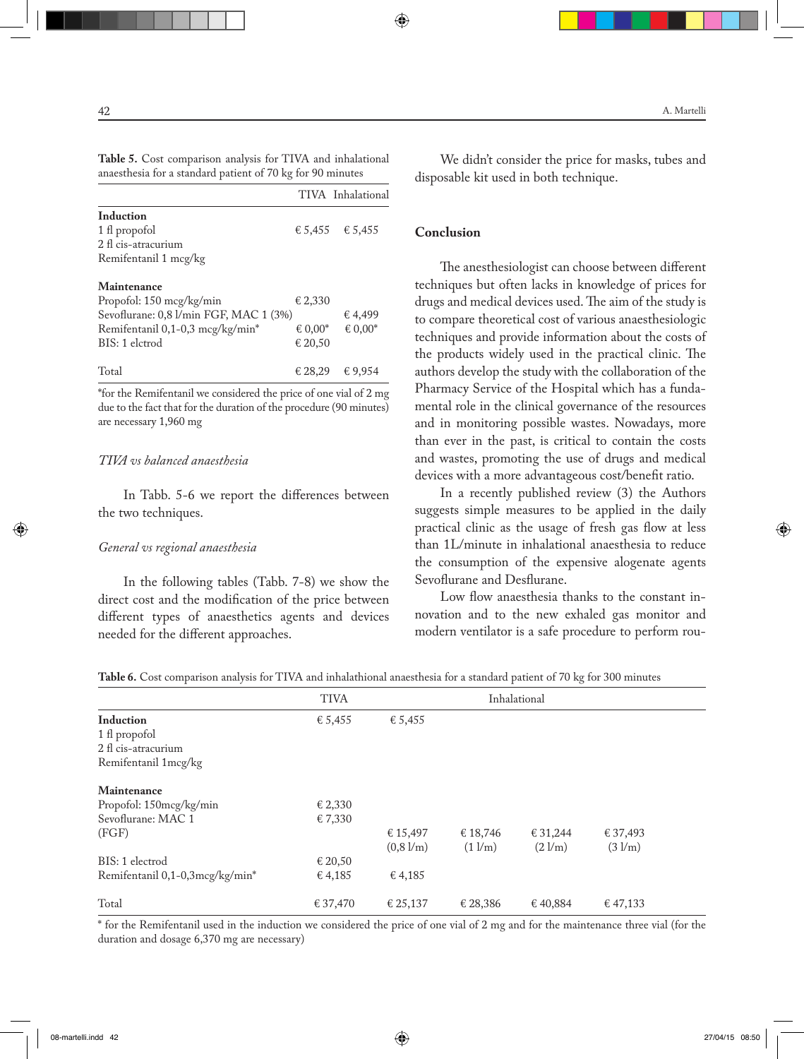**Table 5.** Cost comparison analysis for TIVA and inhalational anaesthesia for a standard patient of 70 kg for 90 minutes

| | TIVA | Inhalational |
|---|---|---|
| **Induction** | | |
| 1 fl propofol | € 5,455 | € 5,455 |
| 2 fl cis-atracurium | | |
| Remifentanil 1 mcg/kg | | |
| **Maintenance** | | |
| Propofol: 150 mcg/kg/min | € 2,330 | |
| Sevoflurane: 0,8 l/min FGF, MAC 1 (3%) | | € 4,499 |
| Remifentanil 0,1-0,3 mcg/kg/min* | € 0,00* | € 0,00* |
| BIS: 1 elctrod | € 20,50 | |
| Total | € 28,29 | € 9,954 |

*for the Remifentanil we considered the price of one vial of 2 mg due to the fact that for the duration of the procedure (90 minutes) are necessary 1,960 mg

### *TIVA vs balanced anaesthesia*

In Tabb. 5-6 we report the differences between the two techniques.

### *General vs regional anaesthesia*

In the following tables (Tabb. 7-8) we show the direct cost and the modification of the price between different types of anaesthetics agents and devices needed for the different approaches.

We didn't consider the price for masks, tubes and disposable kit used in both technique.

## Conclusion

The anesthesiologist can choose between different techniques but often lacks in knowledge of prices for drugs and medical devices used. The aim of the study is to compare theoretical cost of various anaesthesiologic techniques and provide information about the costs of the products widely used in the practical clinic. The authors develop the study with the collaboration of the Pharmacy Service of the Hospital which has a fundamental role in the clinical governance of the resources and in monitoring possible wastes. Nowadays, more than ever in the past, is critical to contain the costs and wastes, promoting the use of drugs and medical devices with a more advantageous cost/benefit ratio.

In a recently published review (3) the Authors suggests simple measures to be applied in the daily practical clinic as the usage of fresh gas flow at less than 1L/minute in inhalational anaesthesia to reduce the consumption of the expensive alogenate agents Sevoflurane and Desflurane.

Low flow anaesthesia thanks to the constant innovation and to the new exhaled gas monitor and modern ventilator is a safe procedure to perform rou-

**Table 6.** Cost comparison analysis for TIVA and inhalathional anaesthesia for a standard patient of 70 kg for 300 minutes

| | TIVA | Inhalational | | | |
|---|---|---|---|---|---|
| **Induction** | € 5,455 | € 5,455 | | | |
| 1 fl propofol | | | | | |
| 2 fl cis-atracurium | | | | | |
| Remifentanil 1mcg/kg | | | | | |
| **Maintenance** | | | | | |
| Propofol: 150mcg/kg/min | € 2,330 | | | | |
| Sevoflurane: MAC 1 | € 7,330 | | | | |
| (FGF) | | € 15,497 (0,8 l/m) | € 18,746 (1 l/m) | € 31,244 (2 l/m) | € 37,493 (3 l/m) |
| BIS: 1 electrod | € 20,50 | | | | |
| Remifentanil 0,1-0,3mcg/kg/min* | € 4,185 | € 4,185 | | | |
| Total | € 37,470 | € 25,137 | € 28,386 | € 40,884 | € 47,133 |

\* for the Remifentanil used in the induction we considered the price of one vial of 2 mg and for the maintenance three vial (for the duration and dosage 6,370 mg are necessary)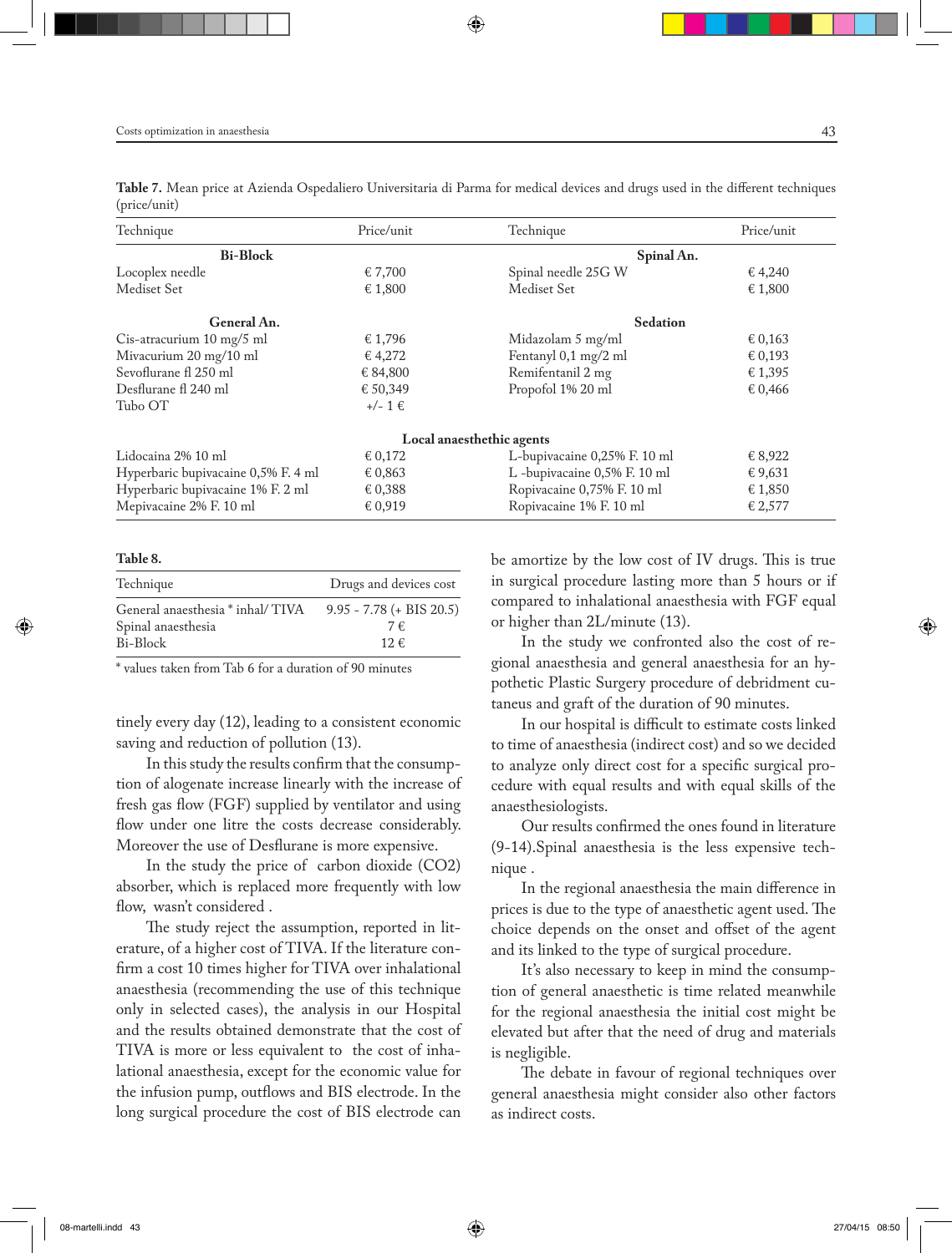**Table 7.** Mean price at Azienda Ospedaliero Universitaria di Parma for medical devices and drugs used in the different techniques (price/unit)

| Technique | Price/unit | Technique | Price/unit |
|---|---|---|---|
| **Bi-Block** | | **Spinal An.** | |
| Locoplex needle | € 7,700 | Spinal needle 25G W | € 4,240 |
| Mediset Set | € 1,800 | Mediset Set | € 1,800 |
| **General An.** | | **Sedation** | |
| Cis-atracurium 10 mg/5 ml | € 1,796 | Midazolam 5 mg/ml | € 0,163 |
| Mivacurium 20 mg/10 ml | € 4,272 | Fentanyl 0,1 mg/2 ml | € 0,193 |
| Sevoflurane fl 250 ml | € 84,800 | Remifentanil 2 mg | € 1,395 |
| Desflurane fl 240 ml | € 50,349 | Propofol 1% 20 ml | € 0,466 |
| Tubo OT | +/- 1 € | | |
| **Local anaesthethic agents** | | | |
| Lidocaina 2% 10 ml | € 0,172 | L-bupivacaine 0,25% F. 10 ml | € 8,922 |
| Hyperbaric bupivacaine 0,5% F. 4 ml | € 0,863 | L -bupivacaine 0,5% F. 10 ml | € 9,631 |
| Hyperbaric bupivacaine 1% F. 2 ml | € 0,388 | Ropivacaine 0,75% F. 10 ml | € 1,850 |
| Mepivacaine 2% F. 10 ml | € 0,919 | Ropivacaine 1% F. 10 ml | € 2,577 |

**Table 8.**

| Technique | Drugs and devices cost |
|---|---|
| General anaesthesia * inhal/ TIVA | 9.95 - 7.78 (+ BIS 20.5) |
| Spinal anaesthesia | 7 € |
| Bi-Block | 12 € |

* values taken from Tab 6 for a duration of 90 minutes

tinely every day (12), leading to a consistent economic saving and reduction of pollution (13).

In this study the results confirm that the consumption of alogenate increase linearly with the increase of fresh gas flow (FGF) supplied by ventilator and using flow under one litre the costs decrease considerably. Moreover the use of Desflurane is more expensive.

In the study the price of carbon dioxide ($CO_2$) absorber, which is replaced more frequently with low flow, wasn't considered .

The study reject the assumption, reported in literature, of a higher cost of TIVA. If the literature confirm a cost 10 times higher for TIVA over inhalational anaesthesia (recommending the use of this technique only in selected cases), the analysis in our Hospital and the results obtained demonstrate that the cost of TIVA is more or less equivalent to the cost of inhalational anaesthesia, except for the economic value for the infusion pump, outflows and BIS electrode. In the long surgical procedure the cost of BIS electrode can be amortize by the low cost of IV drugs. This is true in surgical procedure lasting more than 5 hours or if compared to inhalational anaesthesia with FGF equal or higher than 2L/minute (13).

In the study we confronted also the cost of regional anaesthesia and general anaesthesia for an hypothetic Plastic Surgery procedure of debridment cutaneus and graft of the duration of 90 minutes.

In our hospital is difficult to estimate costs linked to time of anaesthesia (indirect cost) and so we decided to analyze only direct cost for a specific surgical procedure with equal results and with equal skills of the anaesthesiologists.

Our results confirmed the ones found in literature (9-14).Spinal anaesthesia is the less expensive technique .

In the regional anaesthesia the main difference in prices is due to the type of anaesthetic agent used. The choice depends on the onset and offset of the agent and its linked to the type of surgical procedure.

It's also necessary to keep in mind the consumption of general anaesthetic is time related meanwhile for the regional anaesthesia the initial cost might be elevated but after that the need of drug and materials is negligible.

The debate in favour of regional techniques over general anaesthesia might consider also other factors as indirect costs.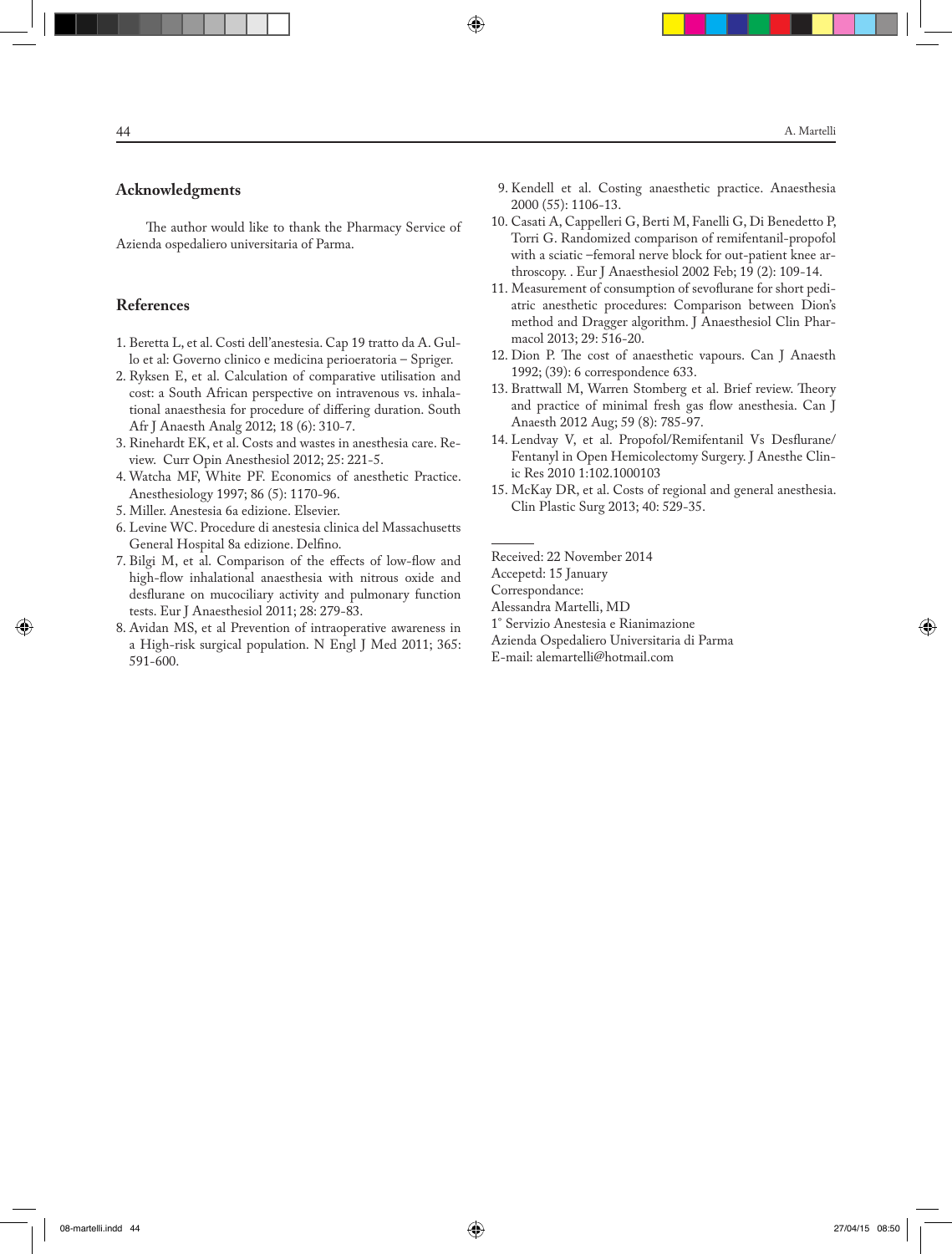## Acknowledgments

The author would like to thank the Pharmacy Service of Azienda ospedaliero universitaria of Parma.

## References

1. Beretta L, et al. Costi dell'anestesia. Cap 19 tratto da A. Gullo et al: Governo clinico e medicina perioeratoria – Spriger.
2. Ryksen E, et al. Calculation of comparative utilisation and cost: a South African perspective on intravenous vs. inhalational anaesthesia for procedure of differing duration. South Afr J Anaesth Analg 2012; 18 (6): 310-7.
3. Rinehardt EK, et al. Costs and wastes in anesthesia care. Review. Curr Opin Anesthesiol 2012; 25: 221-5.
4. Watcha MF, White PF. Economics of anesthetic Practice. Anesthesiology 1997; 86 (5): 1170-96.
5. Miller. Anestesia 6a edizione. Elsevier.
6. Levine WC. Procedure di anestesia clinica del Massachusetts General Hospital 8a edizione. Delfino.
7. Bilgi M, et al. Comparison of the effects of low-flow and high-flow inhalational anaesthesia with nitrous oxide and desflurane on mucociliary activity and pulmonary function tests. Eur J Anaesthesiol 2011; 28: 279-83.
8. Avidan MS, et al Prevention of intraoperative awareness in a High-risk surgical population. N Engl J Med 2011; 365: 591-600.
9. Kendell et al. Costing anaesthetic practice. Anaesthesia 2000 (55): 1106-13.
10. Casati A, Cappelleri G, Berti M, Fanelli G, Di Benedetto P, Torri G. Randomized comparison of remifentanil-propofol with a sciatic –femoral nerve block for out-patient knee arthroscopy. . Eur J Anaesthesiol 2002 Feb; 19 (2): 109-14.
11. Measurement of consumption of sevoflurane for short pediatric anesthetic procedures: Comparison between Dion's method and Dragger algorithm. J Anaesthesiol Clin Pharmacol 2013; 29: 516-20.
12. Dion P. The cost of anaesthetic vapours. Can J Anaesth 1992; (39): 6 correspondence 633.
13. Brattwall M, Warren Stomberg et al. Brief review. Theory and practice of minimal fresh gas flow anesthesia. Can J Anaesth 2012 Aug; 59 (8): 785-97.
14. Lendvay V, et al. Propofol/Remifentanil Vs Desflurane/Fentanyl in Open Hemicolectomy Surgery. J Anesthe Clinic Res 2010 1:102.1000103
15. McKay DR, et al. Costs of regional and general anesthesia. Clin Plastic Surg 2013; 40: 529-35.

Received: 22 November 2014
Accepetd: 15 January
Correspondance:
Alessandra Martelli, MD
1° Servizio Anestesia e Rianimazione
Azienda Ospedaliero Universitaria di Parma
E-mail: alemartelli@hotmail.com